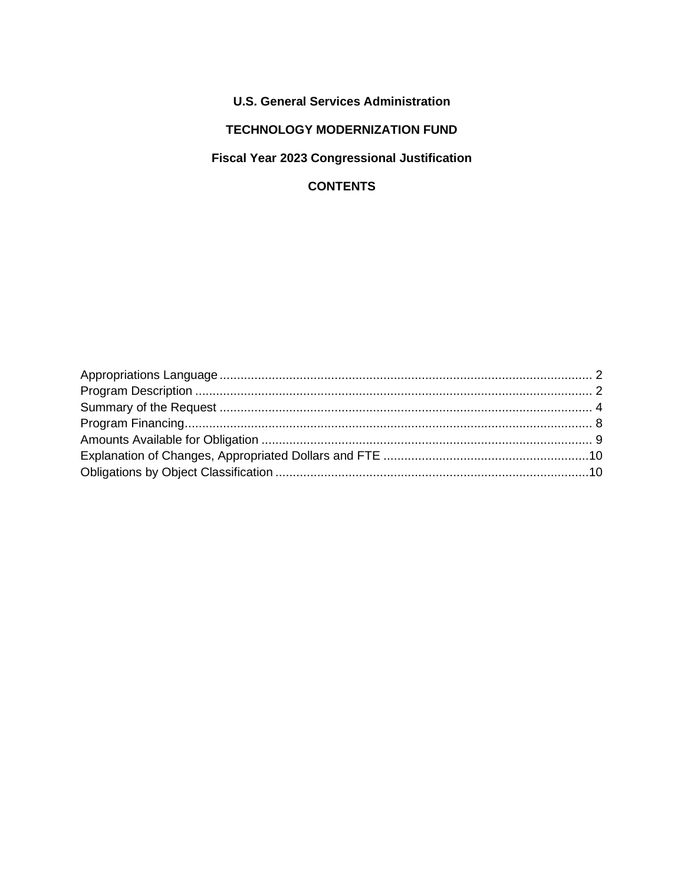# U.S. General Services Administration

## TECHNOLOGY MODERNIZATION FUND

## Fiscal Year 2023 Congressional Justification

## CONTENTS

Appropriations Language ........................................................................................................... 2
Program Description .................................................................................................................. 2
Summary of the Request ........................................................................................................... 4
Program Financing..................................................................................................................... 8
Amounts Available for Obligation ............................................................................................... 9
Explanation of Changes, Appropriated Dollars and FTE ...........................................................10
Obligations by Object Classification ..........................................................................................10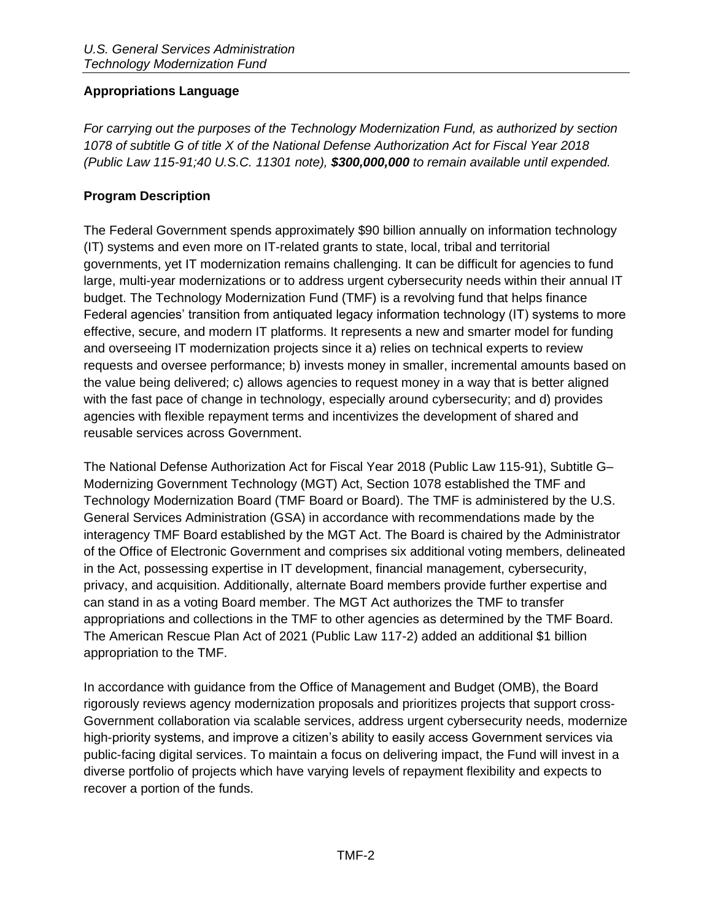## Appropriations Language

*For carrying out the purposes of the Technology Modernization Fund, as authorized by section 1078 of subtitle G of title X of the National Defense Authorization Act for Fiscal Year 2018 (Public Law 115-91;40 U.S.C. 11301 note),* ***$300,000,000*** *to remain available until expended.*

## Program Description

The Federal Government spends approximately $90 billion annually on information technology (IT) systems and even more on IT-related grants to state, local, tribal and territorial governments, yet IT modernization remains challenging. It can be difficult for agencies to fund large, multi-year modernizations or to address urgent cybersecurity needs within their annual IT budget. The Technology Modernization Fund (TMF) is a revolving fund that helps finance Federal agencies' transition from antiquated legacy information technology (IT) systems to more effective, secure, and modern IT platforms. It represents a new and smarter model for funding and overseeing IT modernization projects since it a) relies on technical experts to review requests and oversee performance; b) invests money in smaller, incremental amounts based on the value being delivered; c) allows agencies to request money in a way that is better aligned with the fast pace of change in technology, especially around cybersecurity; and d) provides agencies with flexible repayment terms and incentivizes the development of shared and reusable services across Government.

The National Defense Authorization Act for Fiscal Year 2018 (Public Law 115-91), Subtitle G–Modernizing Government Technology (MGT) Act, Section 1078 established the TMF and Technology Modernization Board (TMF Board or Board). The TMF is administered by the U.S. General Services Administration (GSA) in accordance with recommendations made by the interagency TMF Board established by the MGT Act. The Board is chaired by the Administrator of the Office of Electronic Government and comprises six additional voting members, delineated in the Act, possessing expertise in IT development, financial management, cybersecurity, privacy, and acquisition. Additionally, alternate Board members provide further expertise and can stand in as a voting Board member. The MGT Act authorizes the TMF to transfer appropriations and collections in the TMF to other agencies as determined by the TMF Board. The American Rescue Plan Act of 2021 (Public Law 117-2) added an additional $1 billion appropriation to the TMF.

In accordance with guidance from the Office of Management and Budget (OMB), the Board rigorously reviews agency modernization proposals and prioritizes projects that support cross-Government collaboration via scalable services, address urgent cybersecurity needs, modernize high-priority systems, and improve a citizen's ability to easily access Government services via public-facing digital services. To maintain a focus on delivering impact, the Fund will invest in a diverse portfolio of projects which have varying levels of repayment flexibility and expects to recover a portion of the funds.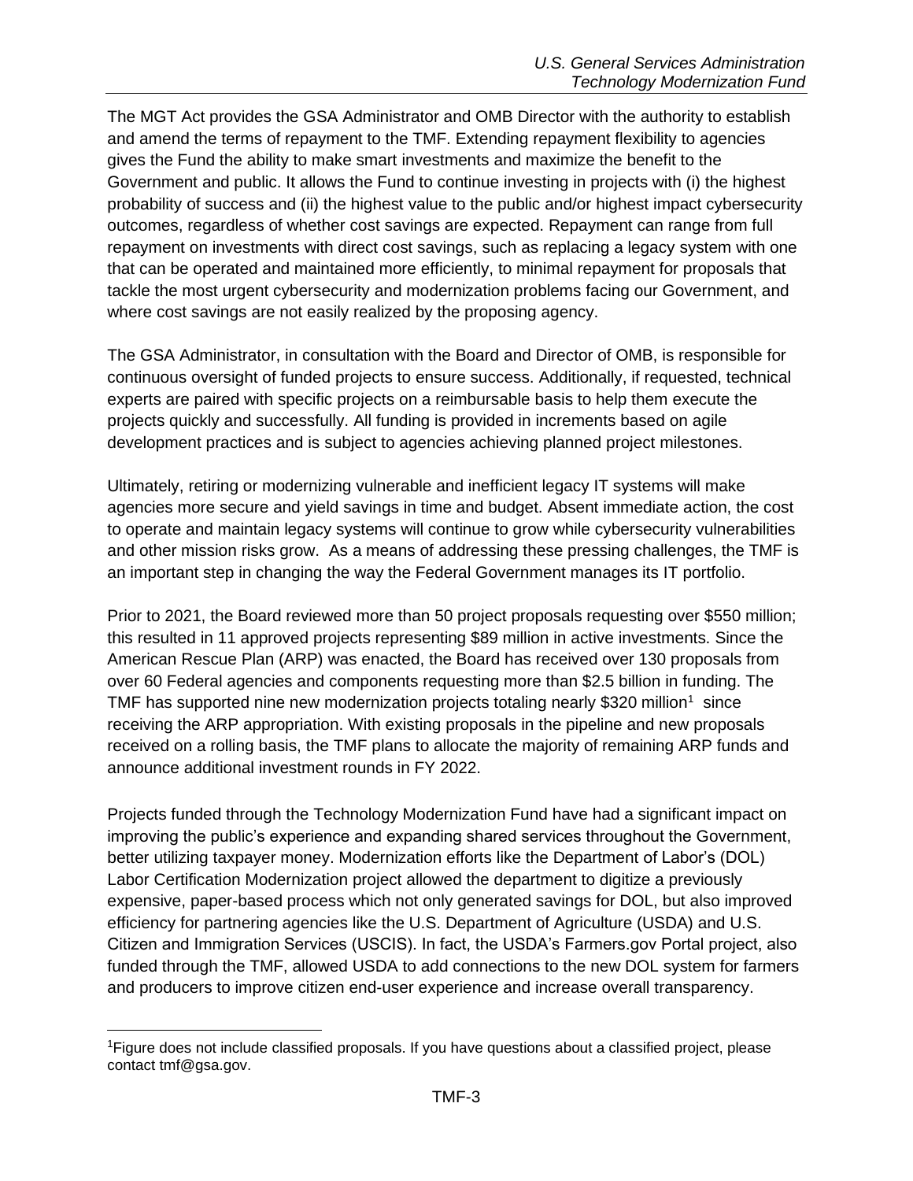The MGT Act provides the GSA Administrator and OMB Director with the authority to establish and amend the terms of repayment to the TMF. Extending repayment flexibility to agencies gives the Fund the ability to make smart investments and maximize the benefit to the Government and public. It allows the Fund to continue investing in projects with (i) the highest probability of success and (ii) the highest value to the public and/or highest impact cybersecurity outcomes, regardless of whether cost savings are expected. Repayment can range from full repayment on investments with direct cost savings, such as replacing a legacy system with one that can be operated and maintained more efficiently, to minimal repayment for proposals that tackle the most urgent cybersecurity and modernization problems facing our Government, and where cost savings are not easily realized by the proposing agency.

The GSA Administrator, in consultation with the Board and Director of OMB, is responsible for continuous oversight of funded projects to ensure success. Additionally, if requested, technical experts are paired with specific projects on a reimbursable basis to help them execute the projects quickly and successfully. All funding is provided in increments based on agile development practices and is subject to agencies achieving planned project milestones.

Ultimately, retiring or modernizing vulnerable and inefficient legacy IT systems will make agencies more secure and yield savings in time and budget. Absent immediate action, the cost to operate and maintain legacy systems will continue to grow while cybersecurity vulnerabilities and other mission risks grow. As a means of addressing these pressing challenges, the TMF is an important step in changing the way the Federal Government manages its IT portfolio.

Prior to 2021, the Board reviewed more than 50 project proposals requesting over $550 million; this resulted in 11 approved projects representing $89 million in active investments. Since the American Rescue Plan (ARP) was enacted, the Board has received over 130 proposals from over 60 Federal agencies and components requesting more than $2.5 billion in funding. The TMF has supported nine new modernization projects totaling nearly $320 million[1] since receiving the ARP appropriation. With existing proposals in the pipeline and new proposals received on a rolling basis, the TMF plans to allocate the majority of remaining ARP funds and announce additional investment rounds in FY 2022.

Projects funded through the Technology Modernization Fund have had a significant impact on improving the public's experience and expanding shared services throughout the Government, better utilizing taxpayer money. Modernization efforts like the Department of Labor's (DOL) Labor Certification Modernization project allowed the department to digitize a previously expensive, paper-based process which not only generated savings for DOL, but also improved efficiency for partnering agencies like the U.S. Department of Agriculture (USDA) and U.S. Citizen and Immigration Services (USCIS). In fact, the USDA's Farmers.gov Portal project, also funded through the TMF, allowed USDA to add connections to the new DOL system for farmers and producers to improve citizen end-user experience and increase overall transparency.

[1] Figure does not include classified proposals. If you have questions about a classified project, please contact tmf@gsa.gov.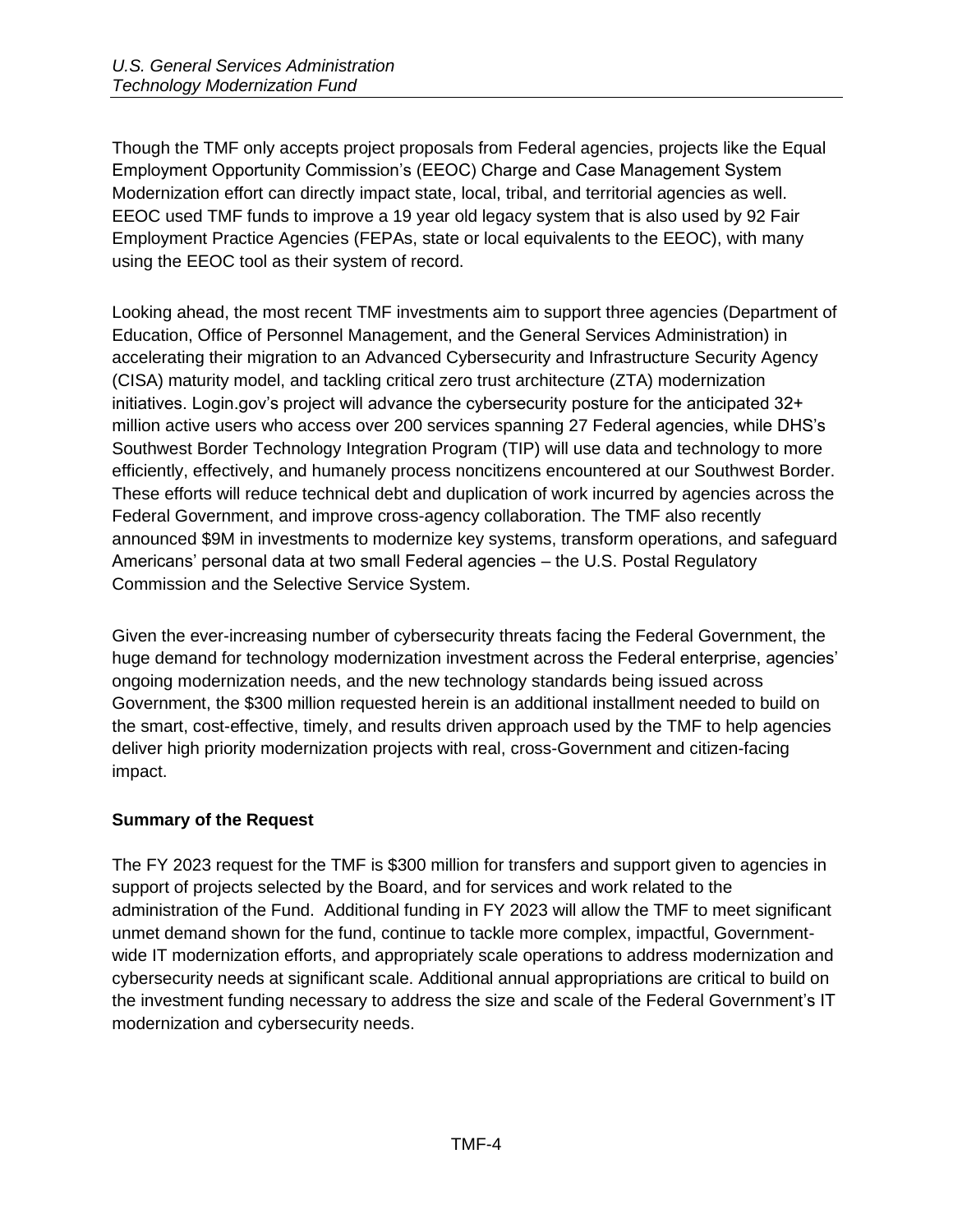Though the TMF only accepts project proposals from Federal agencies, projects like the Equal Employment Opportunity Commission's (EEOC) Charge and Case Management System Modernization effort can directly impact state, local, tribal, and territorial agencies as well. EEOC used TMF funds to improve a 19 year old legacy system that is also used by 92 Fair Employment Practice Agencies (FEPAs, state or local equivalents to the EEOC), with many using the EEOC tool as their system of record.

Looking ahead, the most recent TMF investments aim to support three agencies (Department of Education, Office of Personnel Management, and the General Services Administration) in accelerating their migration to an Advanced Cybersecurity and Infrastructure Security Agency (CISA) maturity model, and tackling critical zero trust architecture (ZTA) modernization initiatives. Login.gov's project will advance the cybersecurity posture for the anticipated 32+ million active users who access over 200 services spanning 27 Federal agencies, while DHS's Southwest Border Technology Integration Program (TIP) will use data and technology to more efficiently, effectively, and humanely process noncitizens encountered at our Southwest Border. These efforts will reduce technical debt and duplication of work incurred by agencies across the Federal Government, and improve cross-agency collaboration. The TMF also recently announced $9M in investments to modernize key systems, transform operations, and safeguard Americans' personal data at two small Federal agencies – the U.S. Postal Regulatory Commission and the Selective Service System.

Given the ever-increasing number of cybersecurity threats facing the Federal Government, the huge demand for technology modernization investment across the Federal enterprise, agencies' ongoing modernization needs, and the new technology standards being issued across Government, the $300 million requested herein is an additional installment needed to build on the smart, cost-effective, timely, and results driven approach used by the TMF to help agencies deliver high priority modernization projects with real, cross-Government and citizen-facing impact.

**Summary of the Request**

The FY 2023 request for the TMF is $300 million for transfers and support given to agencies in support of projects selected by the Board, and for services and work related to the administration of the Fund. Additional funding in FY 2023 will allow the TMF to meet significant unmet demand shown for the fund, continue to tackle more complex, impactful, Government-wide IT modernization efforts, and appropriately scale operations to address modernization and cybersecurity needs at significant scale. Additional annual appropriations are critical to build on the investment funding necessary to address the size and scale of the Federal Government's IT modernization and cybersecurity needs.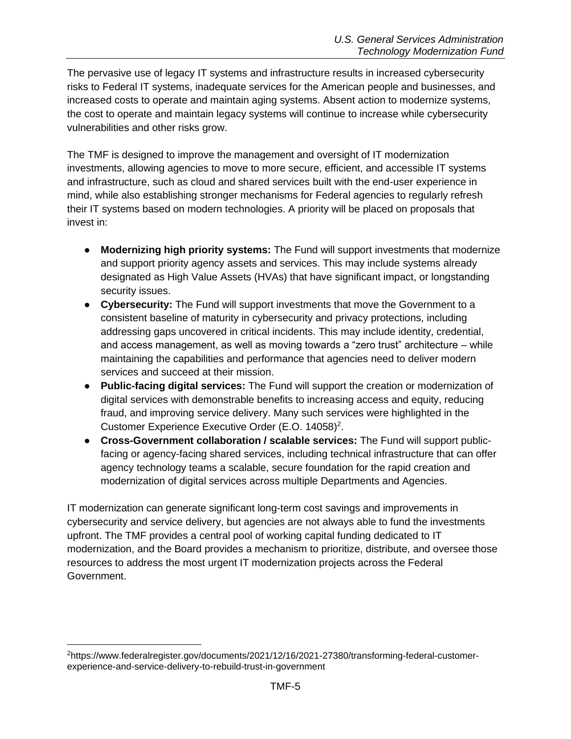The pervasive use of legacy IT systems and infrastructure results in increased cybersecurity risks to Federal IT systems, inadequate services for the American people and businesses, and increased costs to operate and maintain aging systems. Absent action to modernize systems, the cost to operate and maintain legacy systems will continue to increase while cybersecurity vulnerabilities and other risks grow.

The TMF is designed to improve the management and oversight of IT modernization investments, allowing agencies to move to more secure, efficient, and accessible IT systems and infrastructure, such as cloud and shared services built with the end-user experience in mind, while also establishing stronger mechanisms for Federal agencies to regularly refresh their IT systems based on modern technologies. A priority will be placed on proposals that invest in:

- **Modernizing high priority systems:** The Fund will support investments that modernize and support priority agency assets and services. This may include systems already designated as High Value Assets (HVAs) that have significant impact, or longstanding security issues.
- **Cybersecurity:** The Fund will support investments that move the Government to a consistent baseline of maturity in cybersecurity and privacy protections, including addressing gaps uncovered in critical incidents. This may include identity, credential, and access management, as well as moving towards a "zero trust" architecture – while maintaining the capabilities and performance that agencies need to deliver modern services and succeed at their mission.
- **Public-facing digital services:** The Fund will support the creation or modernization of digital services with demonstrable benefits to increasing access and equity, reducing fraud, and improving service delivery. Many such services were highlighted in the Customer Experience Executive Order (E.O. 14058)[2].
- **Cross-Government collaboration / scalable services:** The Fund will support public-facing or agency-facing shared services, including technical infrastructure that can offer agency technology teams a scalable, secure foundation for the rapid creation and modernization of digital services across multiple Departments and Agencies.

IT modernization can generate significant long-term cost savings and improvements in cybersecurity and service delivery, but agencies are not always able to fund the investments upfront. The TMF provides a central pool of working capital funding dedicated to IT modernization, and the Board provides a mechanism to prioritize, distribute, and oversee those resources to address the most urgent IT modernization projects across the Federal Government.

[2]https://www.federalregister.gov/documents/2021/12/16/2021-27380/transforming-federal-customer-experience-and-service-delivery-to-rebuild-trust-in-government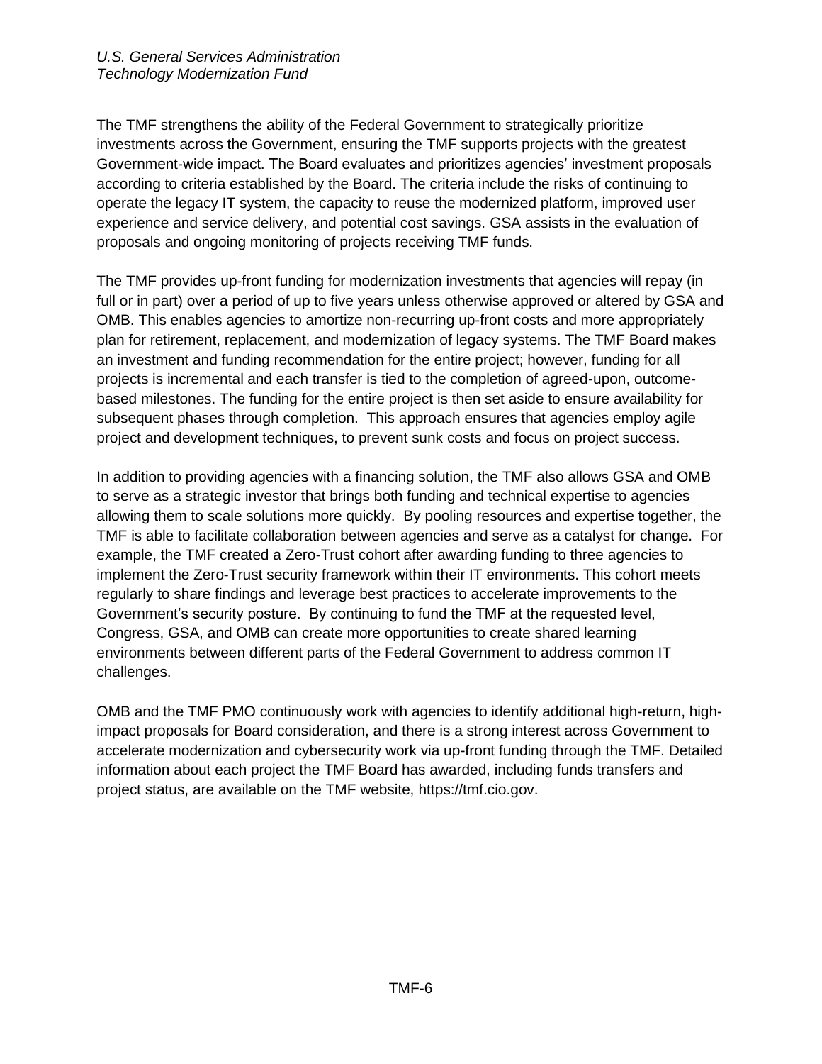The TMF strengthens the ability of the Federal Government to strategically prioritize investments across the Government, ensuring the TMF supports projects with the greatest Government-wide impact. The Board evaluates and prioritizes agencies' investment proposals according to criteria established by the Board. The criteria include the risks of continuing to operate the legacy IT system, the capacity to reuse the modernized platform, improved user experience and service delivery, and potential cost savings. GSA assists in the evaluation of proposals and ongoing monitoring of projects receiving TMF funds.

The TMF provides up-front funding for modernization investments that agencies will repay (in full or in part) over a period of up to five years unless otherwise approved or altered by GSA and OMB. This enables agencies to amortize non-recurring up-front costs and more appropriately plan for retirement, replacement, and modernization of legacy systems. The TMF Board makes an investment and funding recommendation for the entire project; however, funding for all projects is incremental and each transfer is tied to the completion of agreed-upon, outcome-based milestones. The funding for the entire project is then set aside to ensure availability for subsequent phases through completion. This approach ensures that agencies employ agile project and development techniques, to prevent sunk costs and focus on project success.

In addition to providing agencies with a financing solution, the TMF also allows GSA and OMB to serve as a strategic investor that brings both funding and technical expertise to agencies allowing them to scale solutions more quickly. By pooling resources and expertise together, the TMF is able to facilitate collaboration between agencies and serve as a catalyst for change. For example, the TMF created a Zero-Trust cohort after awarding funding to three agencies to implement the Zero-Trust security framework within their IT environments. This cohort meets regularly to share findings and leverage best practices to accelerate improvements to the Government's security posture. By continuing to fund the TMF at the requested level, Congress, GSA, and OMB can create more opportunities to create shared learning environments between different parts of the Federal Government to address common IT challenges.

OMB and the TMF PMO continuously work with agencies to identify additional high-return, high-impact proposals for Board consideration, and there is a strong interest across Government to accelerate modernization and cybersecurity work via up-front funding through the TMF. Detailed information about each project the TMF Board has awarded, including funds transfers and project status, are available on the TMF website, https://tmf.cio.gov.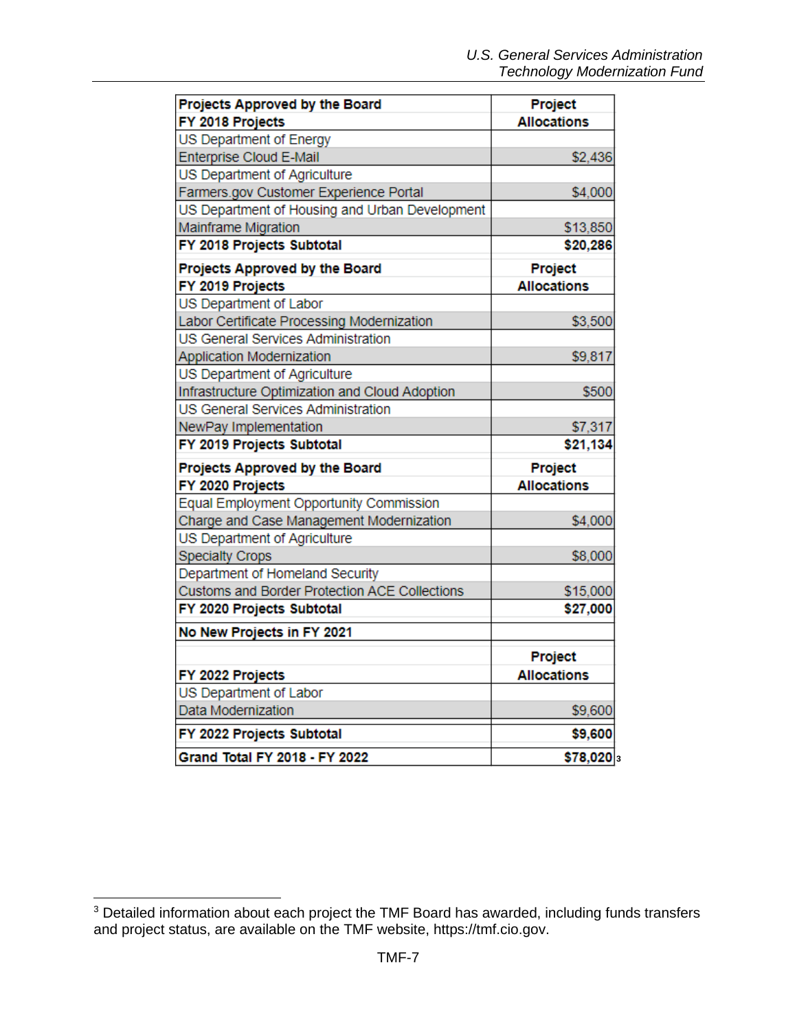| Projects Approved by the Board<br>FY 2018 Projects | Project<br>Allocations |
|---|---|
| US Department of Energy | |
| Enterprise Cloud E-Mail | $2,436 |
| US Department of Agriculture | |
| Farmers.gov Customer Experience Portal | $4,000 |
| US Department of Housing and Urban Development | |
| Mainframe Migration | $13,850 |
| **FY 2018 Projects Subtotal** | **$20,286** |
| **Projects Approved by the Board<br>FY 2019 Projects** | **Project<br>Allocations** |
| US Department of Labor | |
| Labor Certificate Processing Modernization | $3,500 |
| US General Services Administration | |
| Application Modernization | $9,817 |
| US Department of Agriculture | |
| Infrastructure Optimization and Cloud Adoption | $500 |
| US General Services Administration | |
| NewPay Implementation | $7,317 |
| **FY 2019 Projects Subtotal** | **$21,134** |
| **Projects Approved by the Board<br>FY 2020 Projects** | **Project<br>Allocations** |
| Equal Employment Opportunity Commission | |
| Charge and Case Management Modernization | $4,000 |
| US Department of Agriculture | |
| Specialty Crops | $8,000 |
| Department of Homeland Security | |
| Customs and Border Protection ACE Collections | $15,000 |
| **FY 2020 Projects Subtotal** | **$27,000** |
| **No New Projects in FY 2021** | |
| **FY 2022 Projects** | **Project<br>Allocations** |
| US Department of Labor | |
| Data Modernization | $9,600 |
| **FY 2022 Projects Subtotal** | **$9,600** |
| **Grand Total FY 2018 - FY 2022** | **$78,020**[3] |

[3] Detailed information about each project the TMF Board has awarded, including funds transfers and project status, are available on the TMF website, https://tmf.cio.gov.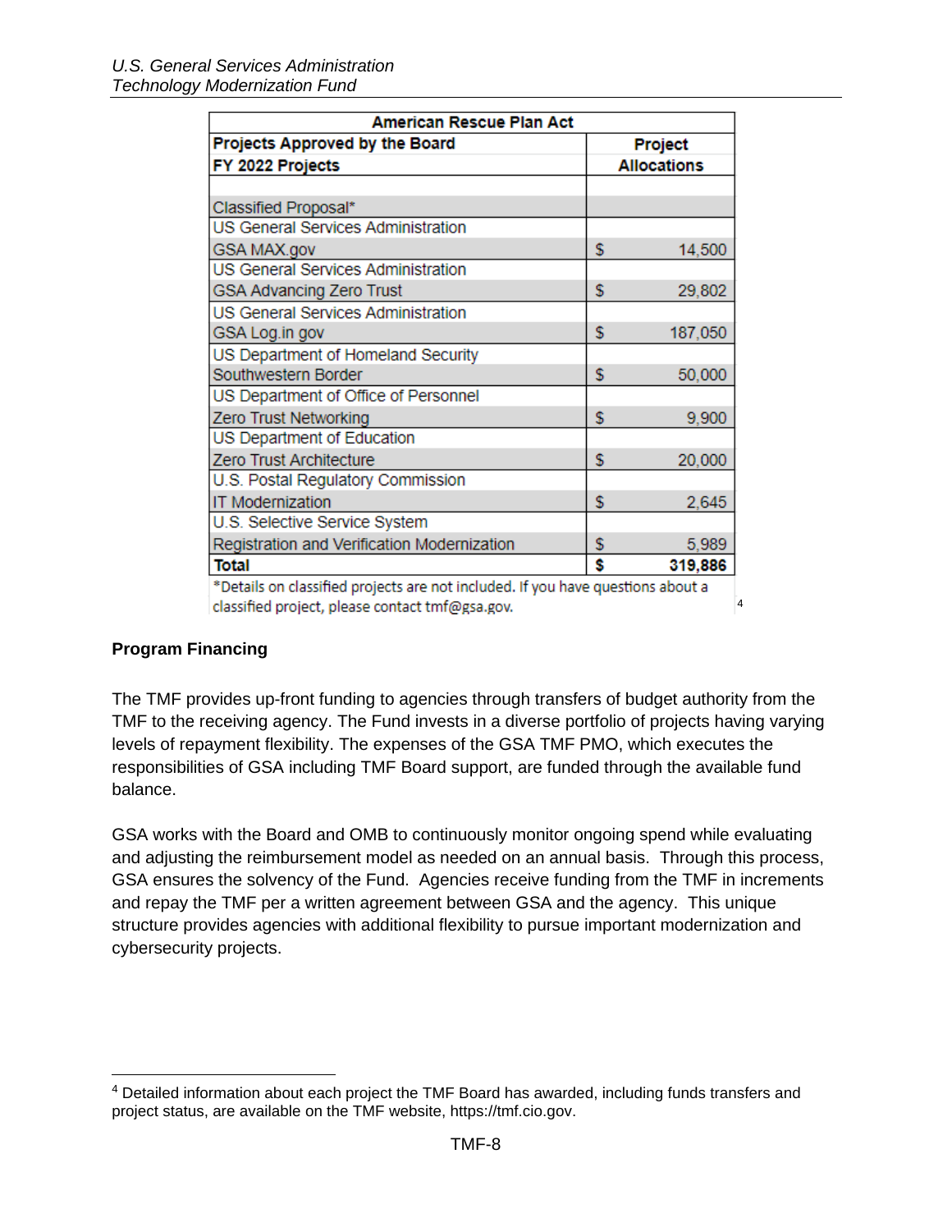| American Rescue Plan Act | |
|---|---|
| **Projects Approved by the Board FY 2022 Projects** | **Project Allocations** |
| Classified Proposal* | |
| US General Services Administration GSA MAX.gov | $ 14,500 |
| US General Services Administration GSA Advancing Zero Trust | $ 29,802 |
| US General Services Administration GSA Log.in gov | $ 187,050 |
| US Department of Homeland Security Southwestern Border | $ 50,000 |
| US Department of Office of Personnel Zero Trust Networking | $ 9,900 |
| US Department of Education Zero Trust Architecture | $ 20,000 |
| U.S. Postal Regulatory Commission IT Modernization | $ 2,645 |
| U.S. Selective Service System Registration and Verification Modernization | $ 5,989 |
| **Total** | **$ 319,886** |

*Details on classified projects are not included. If you have questions about a classified project, please contact tmf@gsa.gov.[4]

**Program Financing**

The TMF provides up-front funding to agencies through transfers of budget authority from the TMF to the receiving agency. The Fund invests in a diverse portfolio of projects having varying levels of repayment flexibility. The expenses of the GSA TMF PMO, which executes the responsibilities of GSA including TMF Board support, are funded through the available fund balance.

GSA works with the Board and OMB to continuously monitor ongoing spend while evaluating and adjusting the reimbursement model as needed on an annual basis. Through this process, GSA ensures the solvency of the Fund. Agencies receive funding from the TMF in increments and repay the TMF per a written agreement between GSA and the agency. This unique structure provides agencies with additional flexibility to pursue important modernization and cybersecurity projects.

[4] Detailed information about each project the TMF Board has awarded, including funds transfers and project status, are available on the TMF website, https://tmf.cio.gov.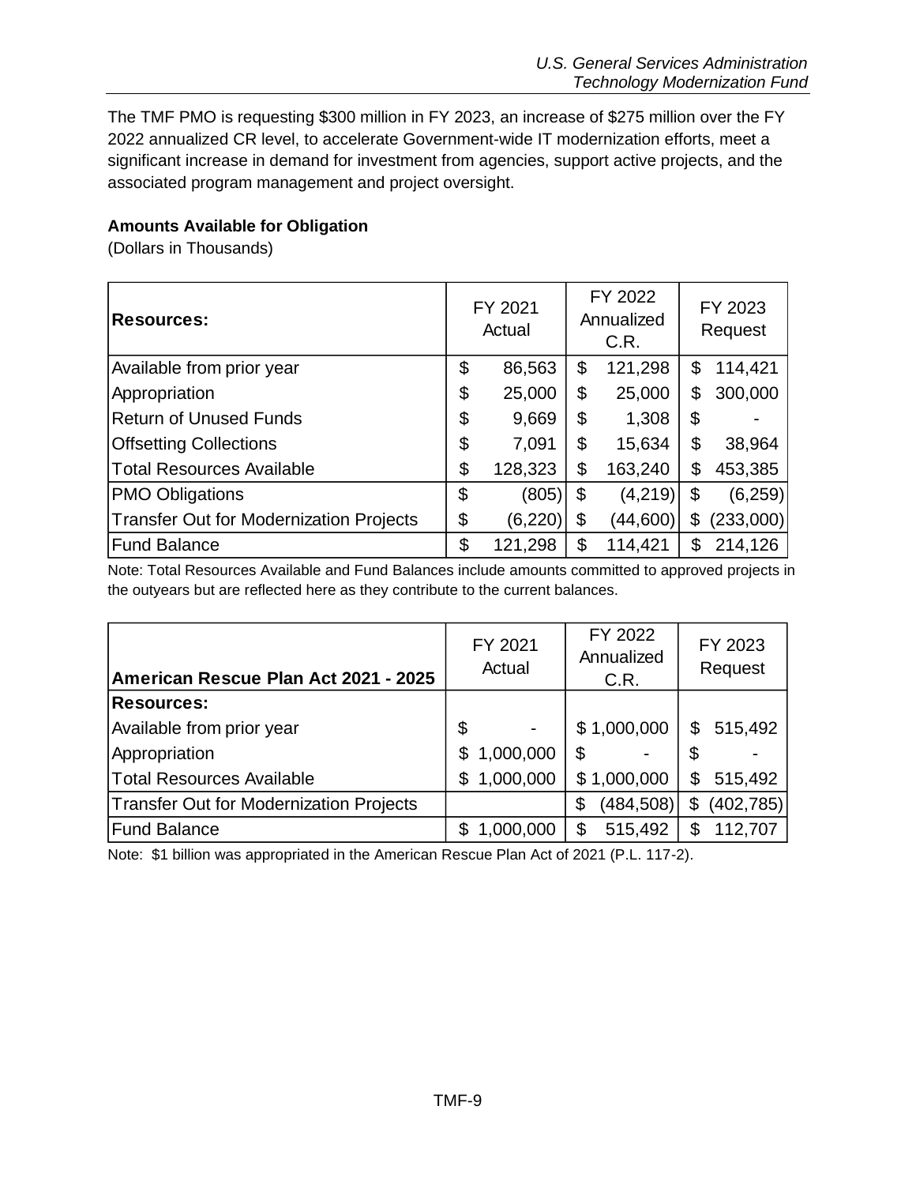The TMF PMO is requesting $300 million in FY 2023, an increase of $275 million over the FY 2022 annualized CR level, to accelerate Government-wide IT modernization efforts, meet a significant increase in demand for investment from agencies, support active projects, and the associated program management and project oversight.

**Amounts Available for Obligation**

(Dollars in Thousands)

| **Resources:** | FY 2021 Actual | FY 2022 Annualized C.R. | FY 2023 Request |
|---|---|---|---|
| Available from prior year | $ 86,563 | $ 121,298 | $ 114,421 |
| Appropriation | $ 25,000 | $ 25,000 | $ 300,000 |
| Return of Unused Funds | $ 9,669 | $ 1,308 | $ - |
| Offsetting Collections | $ 7,091 | $ 15,634 | $ 38,964 |
| Total Resources Available | $ 128,323 | $ 163,240 | $ 453,385 |
| PMO Obligations | $ (805) | $ (4,219) | $ (6,259) |
| Transfer Out for Modernization Projects | $ (6,220) | $ (44,600) | $ (233,000) |
| Fund Balance | $ 121,298 | $ 114,421 | $ 214,126 |

Note: Total Resources Available and Fund Balances include amounts committed to approved projects in the outyears but are reflected here as they contribute to the current balances.

| **American Rescue Plan Act 2021 - 2025** | FY 2021 Actual | FY 2022 Annualized C.R. | FY 2023 Request |
|---|---|---|---|
| **Resources:** | | | |
| Available from prior year | $ - | $ 1,000,000 | $ 515,492 |
| Appropriation | $ 1,000,000 | $ - | $ - |
| Total Resources Available | $ 1,000,000 | $ 1,000,000 | $ 515,492 |
| Transfer Out for Modernization Projects | | $ (484,508) | $ (402,785) |
| Fund Balance | $ 1,000,000 | $ 515,492 | $ 112,707 |

Note: $1 billion was appropriated in the American Rescue Plan Act of 2021 (P.L. 117-2).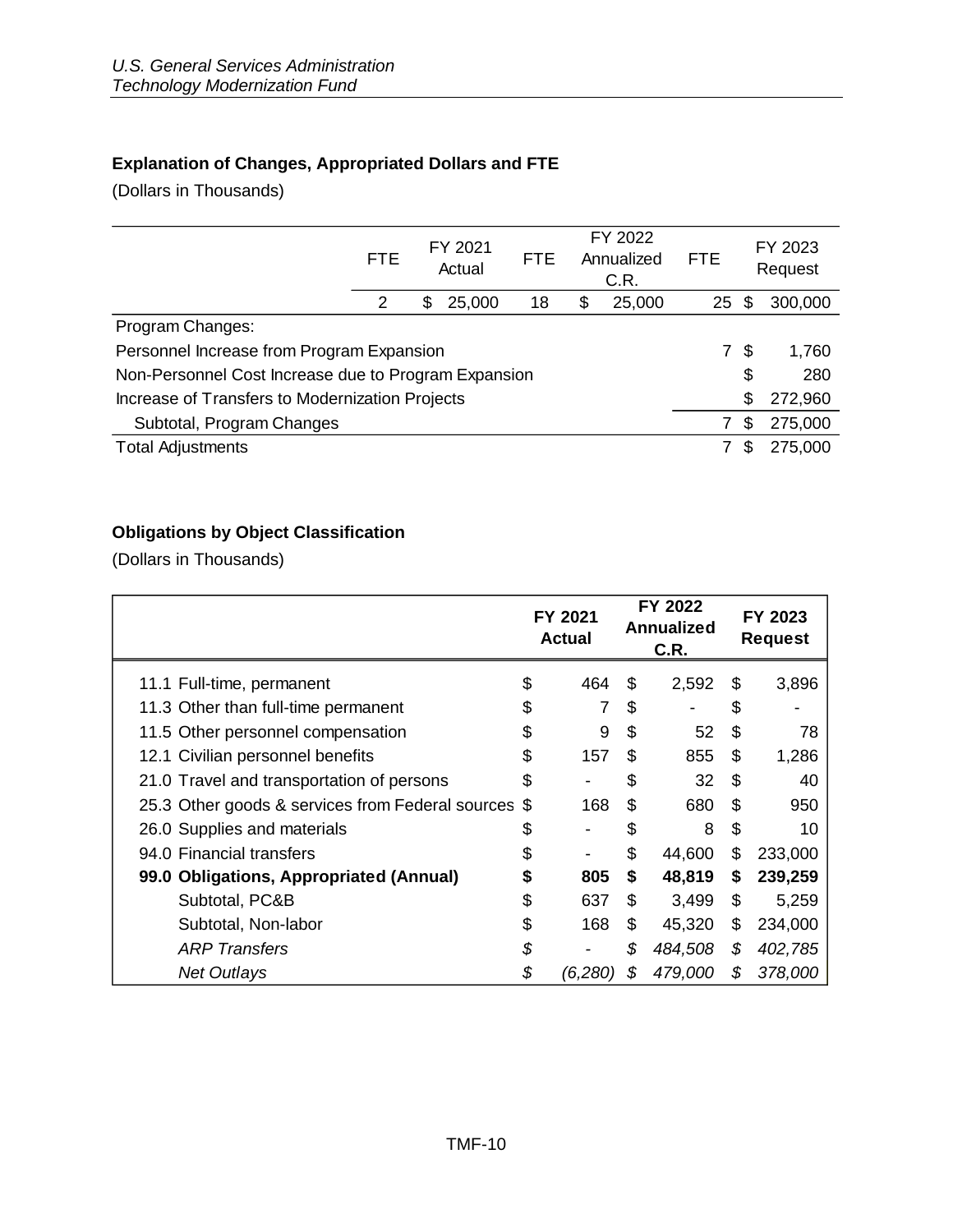## Explanation of Changes, Appropriated Dollars and FTE

(Dollars in Thousands)

| | FTE | FY 2021 Actual | FTE | FY 2022 Annualized C.R. | FTE | FY 2023 Request |
|---|---|---|---|---|---|---|
| | 2 | $ 25,000 | 18 | $ 25,000 | 25 | $ 300,000 |
| Program Changes: | | | | | | |
| Personnel Increase from Program Expansion | | | | | 7 | $ 1,760 |
| Non-Personnel Cost Increase due to Program Expansion | | | | | | $ 280 |
| Increase of Transfers to Modernization Projects | | | | | | $ 272,960 |
| Subtotal, Program Changes | | | | | 7 | $ 275,000 |
| Total Adjustments | | | | | 7 | $ 275,000 |

## Obligations by Object Classification

(Dollars in Thousands)

| | FY 2021 Actual | FY 2022 Annualized C.R. | FY 2023 Request |
|---|---|---|---|
| 11.1 Full-time, permanent | $ 464 | $ 2,592 | $ 3,896 |
| 11.3 Other than full-time permanent | $ 7 | $ - | $ - |
| 11.5 Other personnel compensation | $ 9 | $ 52 | $ 78 |
| 12.1 Civilian personnel benefits | $ 157 | $ 855 | $ 1,286 |
| 21.0 Travel and transportation of persons | $ - | $ 32 | $ 40 |
| 25.3 Other goods & services from Federal sources | $ 168 | $ 680 | $ 950 |
| 26.0 Supplies and materials | $ - | $ 8 | $ 10 |
| 94.0 Financial transfers | $ - | $ 44,600 | $ 233,000 |
| **99.0 Obligations, Appropriated (Annual)** | **$ 805** | **$ 48,819** | **$ 239,259** |
| Subtotal, PC&B | $ 637 | $ 3,499 | $ 5,259 |
| Subtotal, Non-labor | $ 168 | $ 45,320 | $ 234,000 |
| *ARP Transfers* | *$ -* | *$ 484,508* | *$ 402,785* |
| *Net Outlays* | *$ (6,280)* | *$ 479,000* | *$ 378,000* |